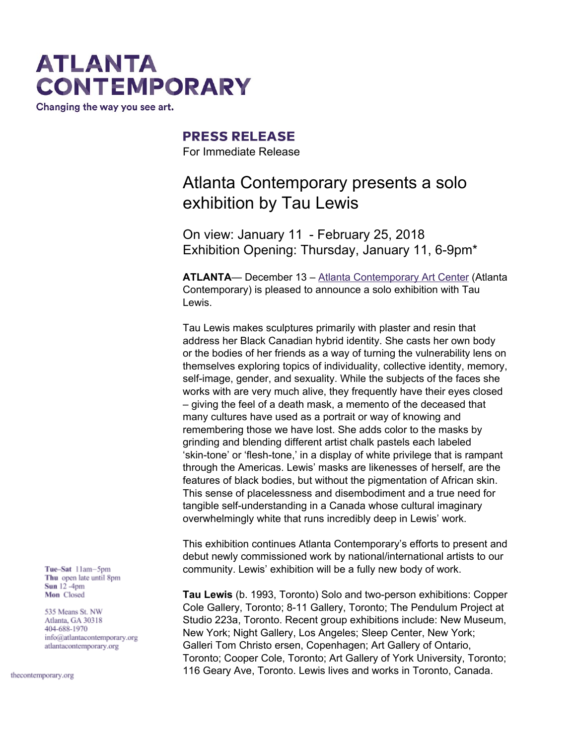# ATLANTA CONTEMPORARY

Changing the way you see art.

## PRESS RELEASE

For Immediate Release

# Atlanta Contemporary presents a solo exhibition by Tau Lewis

On view: January 11 - February 25, 2018
Exhibition Opening: Thursday, January 11, 6-9pm*

**ATLANTA**— December 13 – Atlanta Contemporary Art Center (Atlanta Contemporary) is pleased to announce a solo exhibition with Tau Lewis.

Tau Lewis makes sculptures primarily with plaster and resin that address her Black Canadian hybrid identity. She casts her own body or the bodies of her friends as a way of turning the vulnerability lens on themselves exploring topics of individuality, collective identity, memory, self-image, gender, and sexuality. While the subjects of the faces she works with are very much alive, they frequently have their eyes closed – giving the feel of a death mask, a memento of the deceased that many cultures have used as a portrait or way of knowing and remembering those we have lost. She adds color to the masks by grinding and blending different artist chalk pastels each labeled 'skin-tone' or 'flesh-tone,' in a display of white privilege that is rampant through the Americas. Lewis' masks are likenesses of herself, are the features of black bodies, but without the pigmentation of African skin. This sense of placelessness and disembodiment and a true need for tangible self-understanding in a Canada whose cultural imaginary overwhelmingly white that runs incredibly deep in Lewis' work.

This exhibition continues Atlanta Contemporary's efforts to present and debut newly commissioned work by national/international artists to our community. Lewis' exhibition will be a fully new body of work.

**Tau Lewis** (b. 1993, Toronto) Solo and two-person exhibitions: Copper Cole Gallery, Toronto; 8-11 Gallery, Toronto; The Pendulum Project at Studio 223a, Toronto. Recent group exhibitions include: New Museum, New York; Night Gallery, Los Angeles; Sleep Center, New York; Galleri Tom Christo ersen, Copenhagen; Art Gallery of Ontario, Toronto; Cooper Cole, Toronto; Art Gallery of York University, Toronto; 116 Geary Ave, Toronto. Lewis lives and works in Toronto, Canada.

**Tue–Sat** 11am–5pm
**Thu** open late until 8pm
**Sun** 12 -4pm
**Mon** Closed

535 Means St. NW
Atlanta, GA 30318
404-688-1970
info@atlantacontemporary.org
atlantacontemporary.org

thecontemporary.org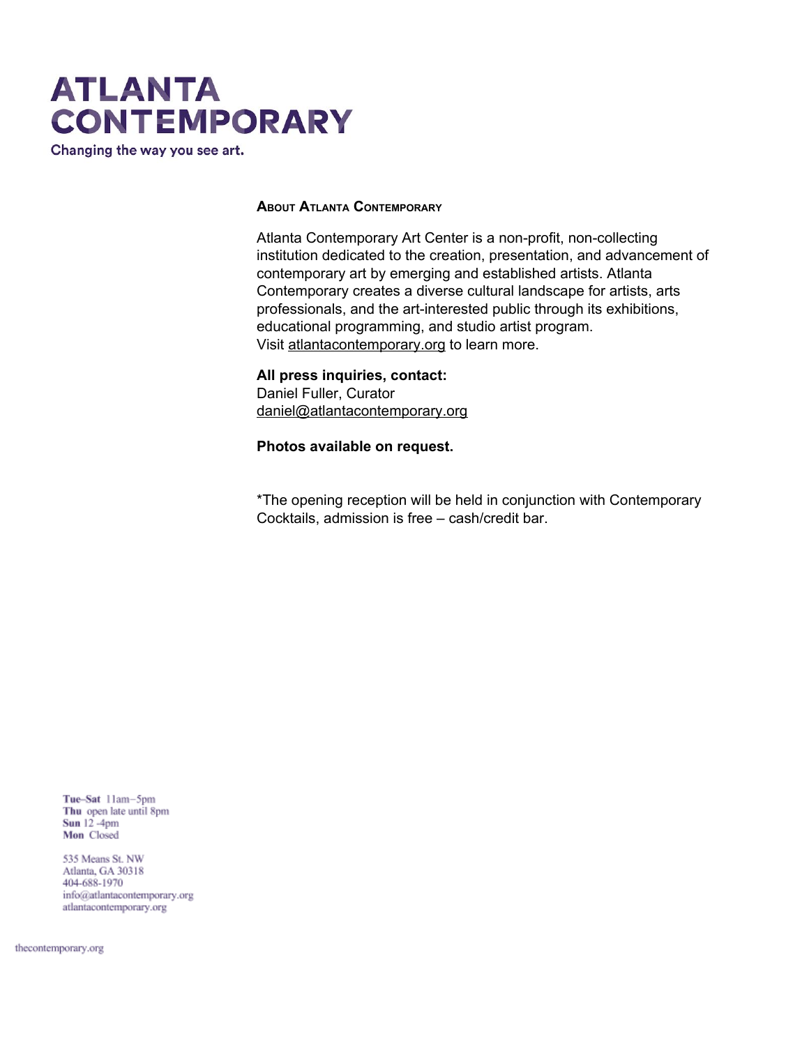# ATLANTA CONTEMPORARY

Changing the way you see art.

**About Atlanta Contemporary**

Atlanta Contemporary Art Center is a non-profit, non-collecting institution dedicated to the creation, presentation, and advancement of contemporary art by emerging and established artists. Atlanta Contemporary creates a diverse cultural landscape for artists, arts professionals, and the art-interested public through its exhibitions, educational programming, and studio artist program.
Visit atlantacontemporary.org to learn more.

**All press inquiries, contact:**
Daniel Fuller, Curator
daniel@atlantacontemporary.org

**Photos available on request.**

*The opening reception will be held in conjunction with Contemporary Cocktails, admission is free – cash/credit bar.

**Tue–Sat** 11am–5pm
**Thu** open late until 8pm
**Sun** 12 -4pm
**Mon** Closed

535 Means St. NW
Atlanta, GA 30318
404-688-1970
info@atlantacontemporary.org
atlantacontemporary.org

thecontemporary.org